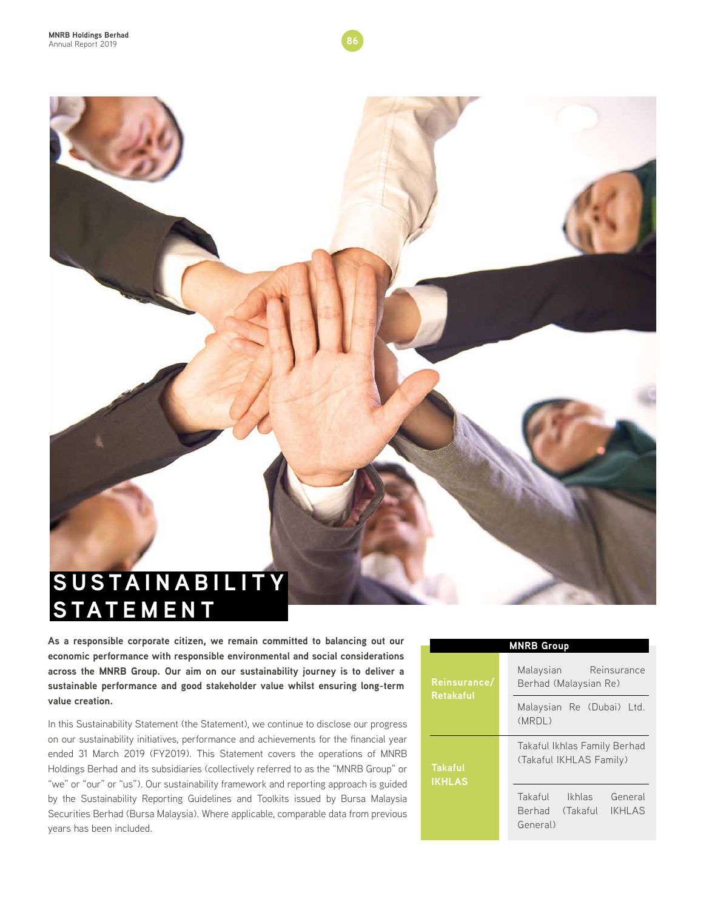# SUSTAINABILITY STATEMENT

**As a responsible corporate citizen, we remain committed to balancing out our economic performance with responsible environmental and social considerations across the MNRB Group. Our aim on our sustainability journey is to deliver a sustainable performance and good stakeholder value whilst ensuring long-term value creation.**

In this Sustainability Statement (the Statement), we continue to disclose our progress on our sustainability initiatives, performance and achievements for the financial year ended 31 March 2019 (FY2019). This Statement covers the operations of MNRB Holdings Berhad and its subsidiaries (collectively referred to as the "MNRB Group" or "we" or "our" or "us"). Our sustainability framework and reporting approach is guided by the Sustainability Reporting Guidelines and Toolkits issued by Bursa Malaysia Securities Berhad (Bursa Malaysia). Where applicable, comparable data from previous years has been included.

| MNRB Group | |
|---|---|
| **Reinsurance/ Retakaful** | Malaysian Reinsurance Berhad (Malaysian Re) |
| | Malaysian Re (Dubai) Ltd. (MRDL) |
| **Takaful IKHLAS** | Takaful Ikhlas Family Berhad (Takaful IKHLAS Family) |
| | Takaful Ikhlas General Berhad (Takaful IKHLAS General) |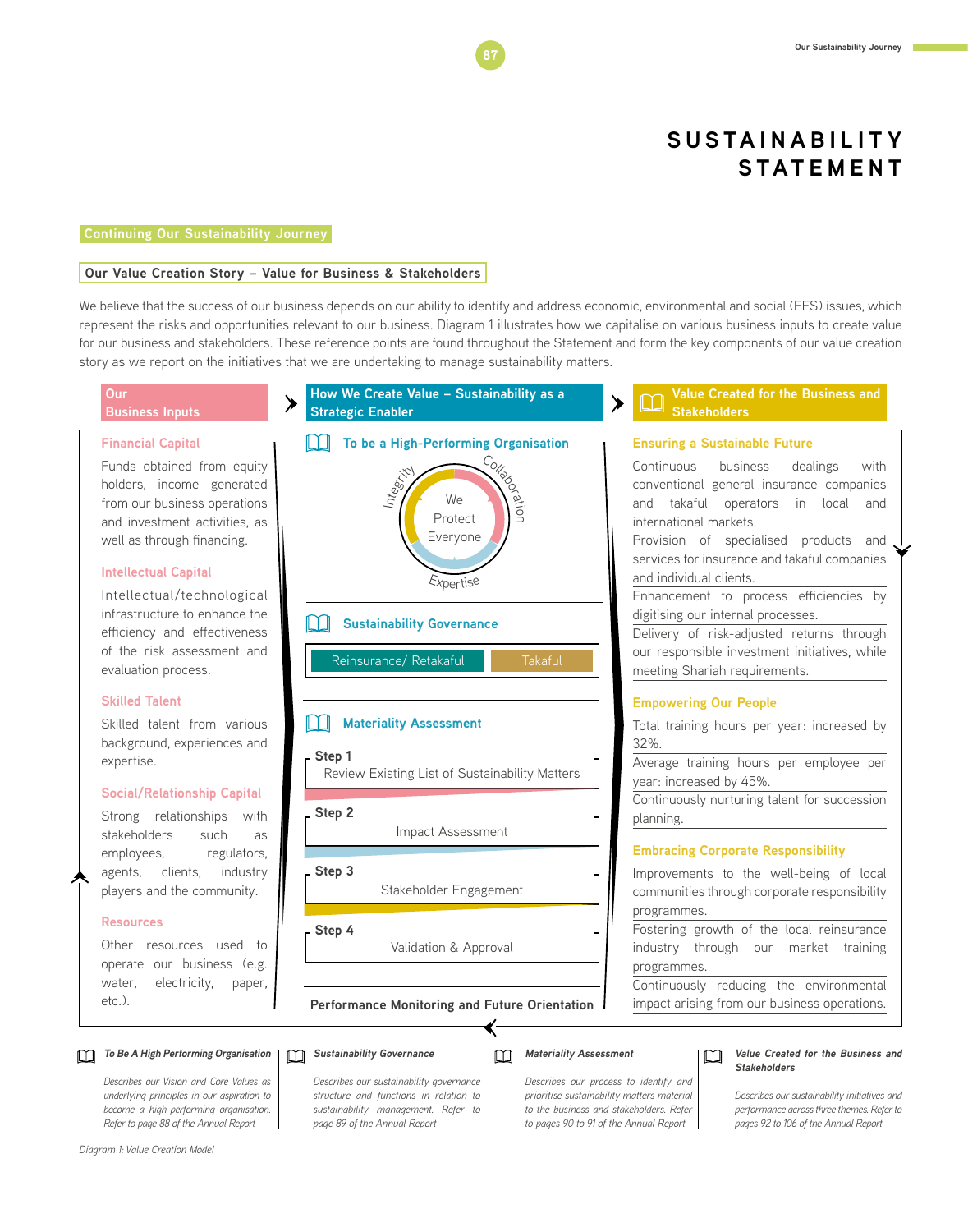# SUSTAINABILITY STATEMENT

## Continuing Our Sustainability Journey

### Our Value Creation Story – Value for Business & Stakeholders

We believe that the success of our business depends on our ability to identify and address economic, environmental and social (EES) issues, which represent the risks and opportunities relevant to our business. Diagram 1 illustrates how we capitalise on various business inputs to create value for our business and stakeholders. These reference points are found throughout the Statement and form the key components of our value creation story as we report on the initiatives that we are undertaking to manage sustainability matters.

#### Our Business Inputs

**Financial Capital**

Funds obtained from equity holders, income generated from our business operations and investment activities, as well as through financing.

**Intellectual Capital**

Intellectual/technological infrastructure to enhance the efficiency and effectiveness of the risk assessment and evaluation process.

**Skilled Talent**

Skilled talent from various background, experiences and expertise.

**Social/Relationship Capital**

Strong relationships with stakeholders such as employees, regulators, agents, clients, industry players and the community.

**Resources**

Other resources used to operate our business (e.g. water, electricity, paper, etc.).

#### How We Create Value – Sustainability as a Strategic Enabler

**To be a High-Performing Organisation**

We Protect Everyone — Integrity, Collaboration, Expertise

**Sustainability Governance**

Reinsurance/ Retakaful | Takaful

**Materiality Assessment**

- Step 1: Review Existing List of Sustainability Matters
- Step 2: Impact Assessment
- Step 3: Stakeholder Engagement
- Step 4: Validation & Approval

**Performance Monitoring and Future Orientation**

#### Value Created for the Business and Stakeholders

**Ensuring a Sustainable Future**

- Continuous business dealings with conventional general insurance companies and takaful operators in local and international markets.
- Provision of specialised products and services for insurance and takaful companies and individual clients.
- Enhancement to process efficiencies by digitising our internal processes.
- Delivery of risk-adjusted returns through our responsible investment initiatives, while meeting Shariah requirements.

**Empowering Our People**

- Total training hours per year: increased by 32%.
- Average training hours per employee per year: increased by 45%.
- Continuously nurturing talent for succession planning.

**Embracing Corporate Responsibility**

- Improvements to the well-being of local communities through corporate responsibility programmes.
- Fostering growth of the local reinsurance industry through our market training programmes.
- Continuously reducing the environmental impact arising from our business operations.

***To Be A High Performing Organisation***

*Describes our Vision and Core Values as underlying principles in our aspiration to become a high-performing organisation. Refer to page 88 of the Annual Report*

***Sustainability Governance***

*Describes our sustainability governance structure and functions in relation to sustainability management. Refer to page 89 of the Annual Report*

***Materiality Assessment***

*Describes our process to identify and prioritise sustainability matters material to the business and stakeholders. Refer to pages 90 to 91 of the Annual Report*

***Value Created for the Business and Stakeholders***

*Describes our sustainability initiatives and performance across three themes. Refer to pages 92 to 106 of the Annual Report*

*Diagram 1: Value Creation Model*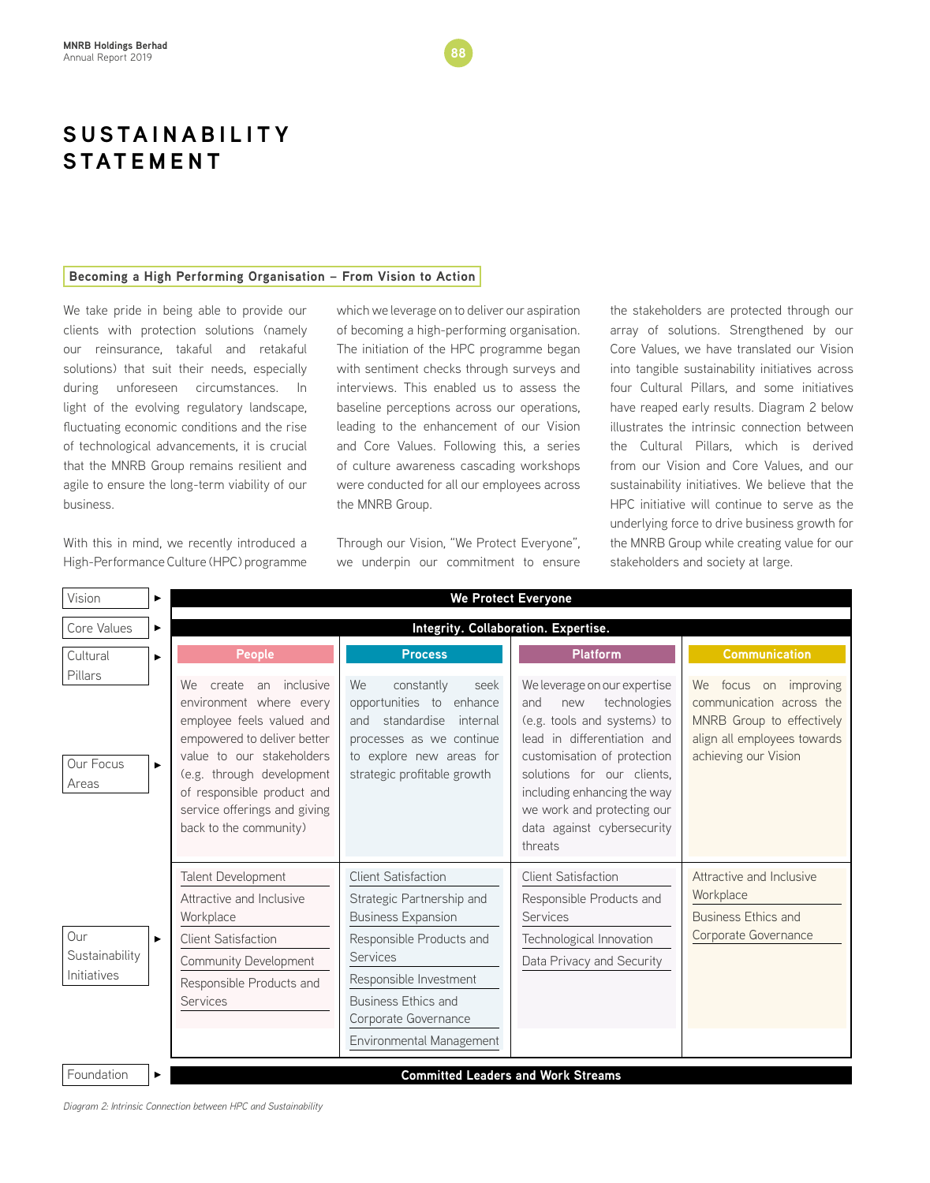# SUSTAINABILITY STATEMENT

## Becoming a High Performing Organisation – From Vision to Action

We take pride in being able to provide our clients with protection solutions (namely our reinsurance, takaful and retakaful solutions) that suit their needs, especially during unforeseen circumstances. In light of the evolving regulatory landscape, fluctuating economic conditions and the rise of technological advancements, it is crucial that the MNRB Group remains resilient and agile to ensure the long-term viability of our business.

With this in mind, we recently introduced a High-Performance Culture (HPC) programme which we leverage on to deliver our aspiration of becoming a high-performing organisation. The initiation of the HPC programme began with sentiment checks through surveys and interviews. This enabled us to assess the baseline perceptions across our operations, leading to the enhancement of our Vision and Core Values. Following this, a series of culture awareness cascading workshops were conducted for all our employees across the MNRB Group.

Through our Vision, "We Protect Everyone", we underpin our commitment to ensure the stakeholders are protected through our array of solutions. Strengthened by our Core Values, we have translated our Vision into tangible sustainability initiatives across four Cultural Pillars, and some initiatives have reaped early results. Diagram 2 below illustrates the intrinsic connection between the Cultural Pillars, which is derived from our Vision and Core Values, and our sustainability initiatives. We believe that the HPC initiative will continue to serve as the underlying force to drive business growth for the MNRB Group while creating value for our stakeholders and society at large.

| | People | Process | Platform | Communication |
|---|---|---|---|---|
| **Vision** | We Protect Everyone | | | |
| **Core Values** | Integrity. Collaboration. Expertise. | | | |
| **Cultural Pillars** | People | Process | Platform | Communication |
| **Our Focus Areas** | We create an inclusive environment where every employee feels valued and empowered to deliver better value to our stakeholders (e.g. through development of responsible product and service offerings and giving back to the community) | We constantly seek opportunities to enhance and standardise internal processes as we continue to explore new areas for strategic profitable growth | We leverage on our expertise and new technologies (e.g. tools and systems) to lead in differentiation and customisation of protection solutions for our clients, including enhancing the way we work and protecting our data against cybersecurity threats | We focus on improving communication across the MNRB Group to effectively align all employees towards achieving our Vision |
| **Our Sustainability Initiatives** | Talent Development; Attractive and Inclusive Workplace; Client Satisfaction; Community Development; Responsible Products and Services | Client Satisfaction; Strategic Partnership and Business Expansion; Responsible Products and Services; Responsible Investment; Business Ethics and Corporate Governance; Environmental Management | Client Satisfaction; Responsible Products and Services; Technological Innovation; Data Privacy and Security | Attractive and Inclusive Workplace; Business Ethics and Corporate Governance |
| **Foundation** | Committed Leaders and Work Streams | | | |

*Diagram 2: Intrinsic Connection between HPC and Sustainability*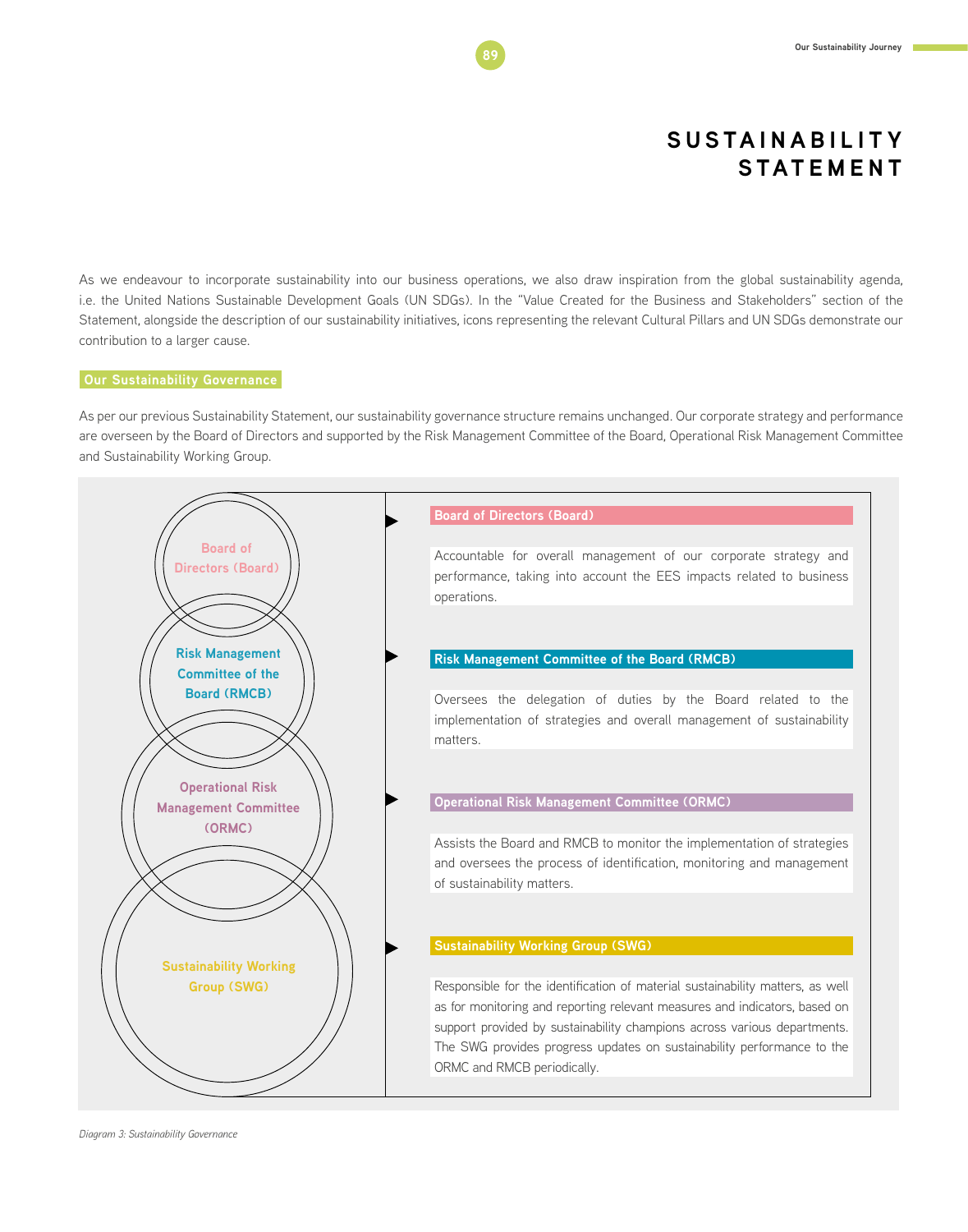# SUSTAINABILITY STATEMENT

As we endeavour to incorporate sustainability into our business operations, we also draw inspiration from the global sustainability agenda, i.e. the United Nations Sustainable Development Goals (UN SDGs). In the "Value Created for the Business and Stakeholders" section of the Statement, alongside the description of our sustainability initiatives, icons representing the relevant Cultural Pillars and UN SDGs demonstrate our contribution to a larger cause.

## Our Sustainability Governance

As per our previous Sustainability Statement, our sustainability governance structure remains unchanged. Our corporate strategy and performance are overseen by the Board of Directors and supported by the Risk Management Committee of the Board, Operational Risk Management Committee and Sustainability Working Group.

**Board of Directors (Board)**

Accountable for overall management of our corporate strategy and performance, taking into account the EES impacts related to business operations.

**Risk Management Committee of the Board (RMCB)**

Oversees the delegation of duties by the Board related to the implementation of strategies and overall management of sustainability matters.

**Operational Risk Management Committee (ORMC)**

Assists the Board and RMCB to monitor the implementation of strategies and oversees the process of identification, monitoring and management of sustainability matters.

**Sustainability Working Group (SWG)**

Responsible for the identification of material sustainability matters, as well as for monitoring and reporting relevant measures and indicators, based on support provided by sustainability champions across various departments. The SWG provides progress updates on sustainability performance to the ORMC and RMCB periodically.

*Diagram 3: Sustainability Governance*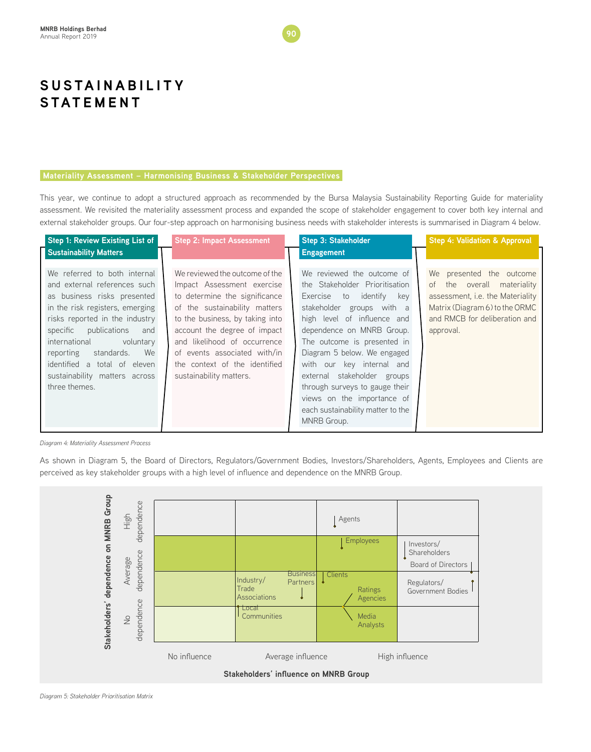# SUSTAINABILITY STATEMENT

## Materiality Assessment – Harmonising Business & Stakeholder Perspectives

This year, we continue to adopt a structured approach as recommended by the Bursa Malaysia Sustainability Reporting Guide for materiality assessment. We revisited the materiality assessment process and expanded the scope of stakeholder engagement to cover both key internal and external stakeholder groups. Our four-step approach on harmonising business needs with stakeholder interests is summarised in Diagram 4 below.

**Step 1: Review Existing List of Sustainability Matters**

We referred to both internal and external references such as business risks presented in the risk registers, emerging risks reported in the industry specific publications and international voluntary reporting standards. We identified a total of eleven sustainability matters across three themes.

**Step 2: Impact Assessment**

We reviewed the outcome of the Impact Assessment exercise to determine the significance of the sustainability matters to the business, by taking into account the degree of impact and likelihood of occurrence of events associated with/in the context of the identified sustainability matters.

**Step 3: Stakeholder Engagement**

We reviewed the outcome of the Stakeholder Prioritisation Exercise to identify key stakeholder groups with a high level of influence and dependence on MNRB Group. The outcome is presented in Diagram 5 below. We engaged with our key internal and external stakeholder groups through surveys to gauge their views on the importance of each sustainability matter to the MNRB Group.

**Step 4: Validation & Approval**

We presented the outcome of the overall materiality assessment, i.e. the Materiality Matrix (Diagram 6) to the ORMC and RMCB for deliberation and approval.

*Diagram 4: Materiality Assessment Process*

As shown in Diagram 5, the Board of Directors, Regulators/Government Bodies, Investors/Shareholders, Agents, Employees and Clients are perceived as key stakeholder groups with a high level of influence and dependence on the MNRB Group.

| Stakeholders' dependence on MNRB Group | No influence | Average influence | | High influence |
|---|---|---|---|---|
| High dependence | | | Agents | |
| Average dependence | | | Employees | Investors/Shareholders; Board of Directors |
| | | Industry/Trade Associations; Business Partners | Clients; Ratings Agencies | Regulators/Government Bodies |
| No dependence | | Local Communities | Media Analysts | |

**Stakeholders' influence on MNRB Group**

*Diagram 5: Stakeholder Prioritisation Matrix*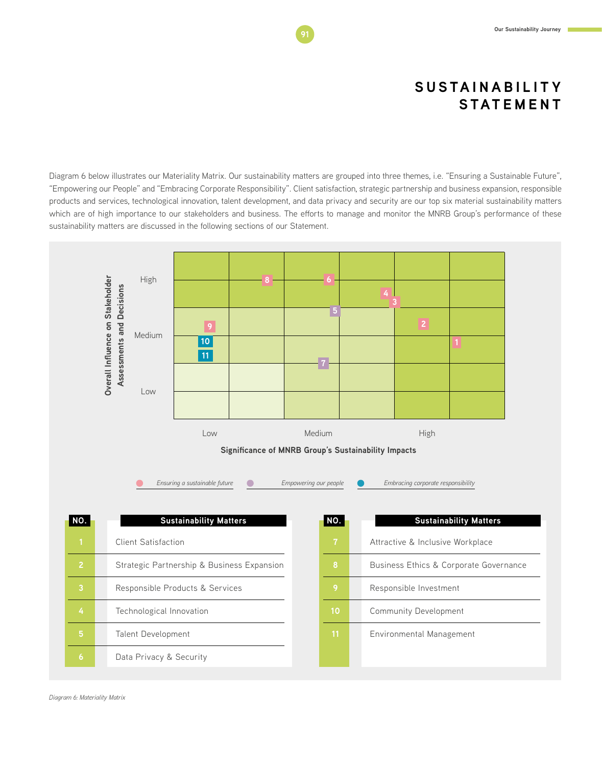# SUSTAINABILITY STATEMENT

Diagram 6 below illustrates our Materiality Matrix. Our sustainability matters are grouped into three themes, i.e. "Ensuring a Sustainable Future", "Empowering our People" and "Embracing Corporate Responsibility". Client satisfaction, strategic partnership and business expansion, responsible products and services, technological innovation, talent development, and data privacy and security are our top six material sustainability matters which are of high importance to our stakeholders and business. The efforts to manage and monitor the MNRB Group's performance of these sustainability matters are discussed in the following sections of our Statement.

Overall Influence on Stakeholder Assessments and Decisions (High / Medium / Low)

Significance of MNRB Group's Sustainability Impacts (Low / Medium / High)

*Ensuring a sustainable future* — *Empowering our people* — *Embracing corporate responsibility*

| NO. | Sustainability Matters |
|---|---|
| 1 | Client Satisfaction |
| 2 | Strategic Partnership & Business Expansion |
| 3 | Responsible Products & Services |
| 4 | Technological Innovation |
| 5 | Talent Development |
| 6 | Data Privacy & Security |
| 7 | Attractive & Inclusive Workplace |
| 8 | Business Ethics & Corporate Governance |
| 9 | Responsible Investment |
| 10 | Community Development |
| 11 | Environmental Management |

*Diagram 6: Materiality Matrix*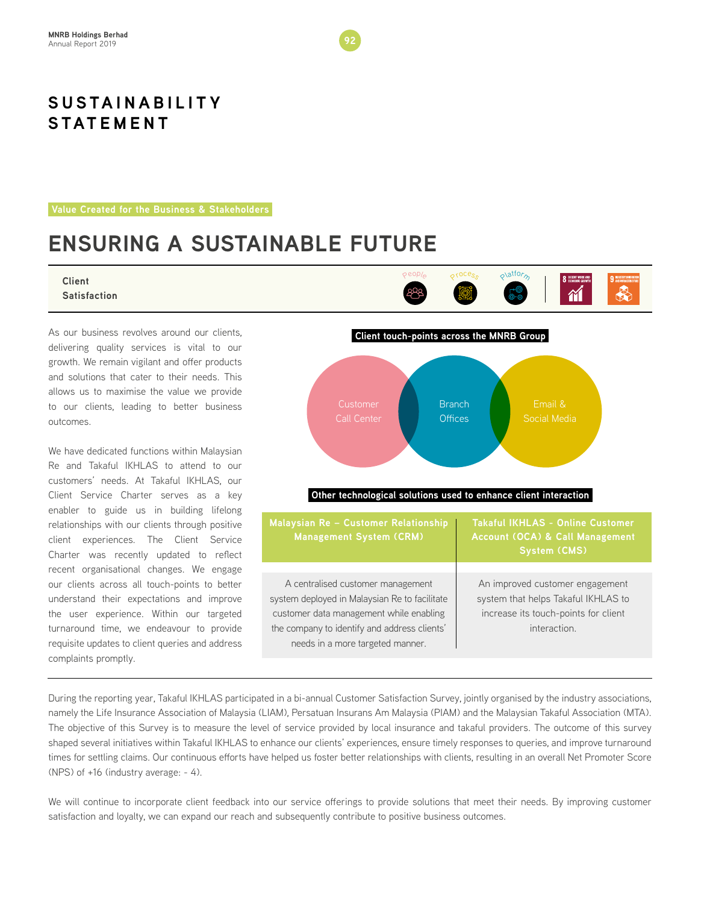# SUSTAINABILITY STATEMENT

Value Created for the Business & Stakeholders

## ENSURING A SUSTAINABLE FUTURE

### Client Satisfaction

People Process Platform

As our business revolves around our clients, delivering quality services is vital to our growth. We remain vigilant and offer products and solutions that cater to their needs. This allows us to maximise the value we provide to our clients, leading to better business outcomes.

We have dedicated functions within Malaysian Re and Takaful IKHLAS to attend to our customers' needs. At Takaful IKHLAS, our Client Service Charter serves as a key enabler to guide us in building lifelong relationships with our clients through positive client experiences. The Client Service Charter was recently updated to reflect recent organisational changes. We engage our clients across all touch-points to better understand their expectations and improve the user experience. Within our targeted turnaround time, we endeavour to provide requisite updates to client queries and address complaints promptly.

**Client touch-points across the MNRB Group**

- Customer Call Center
- Branch Offices
- Email & Social Media

**Other technological solutions used to enhance client interaction**

| Malaysian Re – Customer Relationship Management System (CRM) | Takaful IKHLAS - Online Customer Account (OCA) & Call Management System (CMS) |
|---|---|
| A centralised customer management system deployed in Malaysian Re to facilitate customer data management while enabling the company to identify and address clients' needs in a more targeted manner. | An improved customer engagement system that helps Takaful IKHLAS to increase its touch-points for client interaction. |

During the reporting year, Takaful IKHLAS participated in a bi-annual Customer Satisfaction Survey, jointly organised by the industry associations, namely the Life Insurance Association of Malaysia (LIAM), Persatuan Insurans Am Malaysia (PIAM) and the Malaysian Takaful Association (MTA). The objective of this Survey is to measure the level of service provided by local insurance and takaful providers. The outcome of this survey shaped several initiatives within Takaful IKHLAS to enhance our clients' experiences, ensure timely responses to queries, and improve turnaround times for settling claims. Our continuous efforts have helped us foster better relationships with clients, resulting in an overall Net Promoter Score (NPS) of +16 (industry average: - 4).

We will continue to incorporate client feedback into our service offerings to provide solutions that meet their needs. By improving customer satisfaction and loyalty, we can expand our reach and subsequently contribute to positive business outcomes.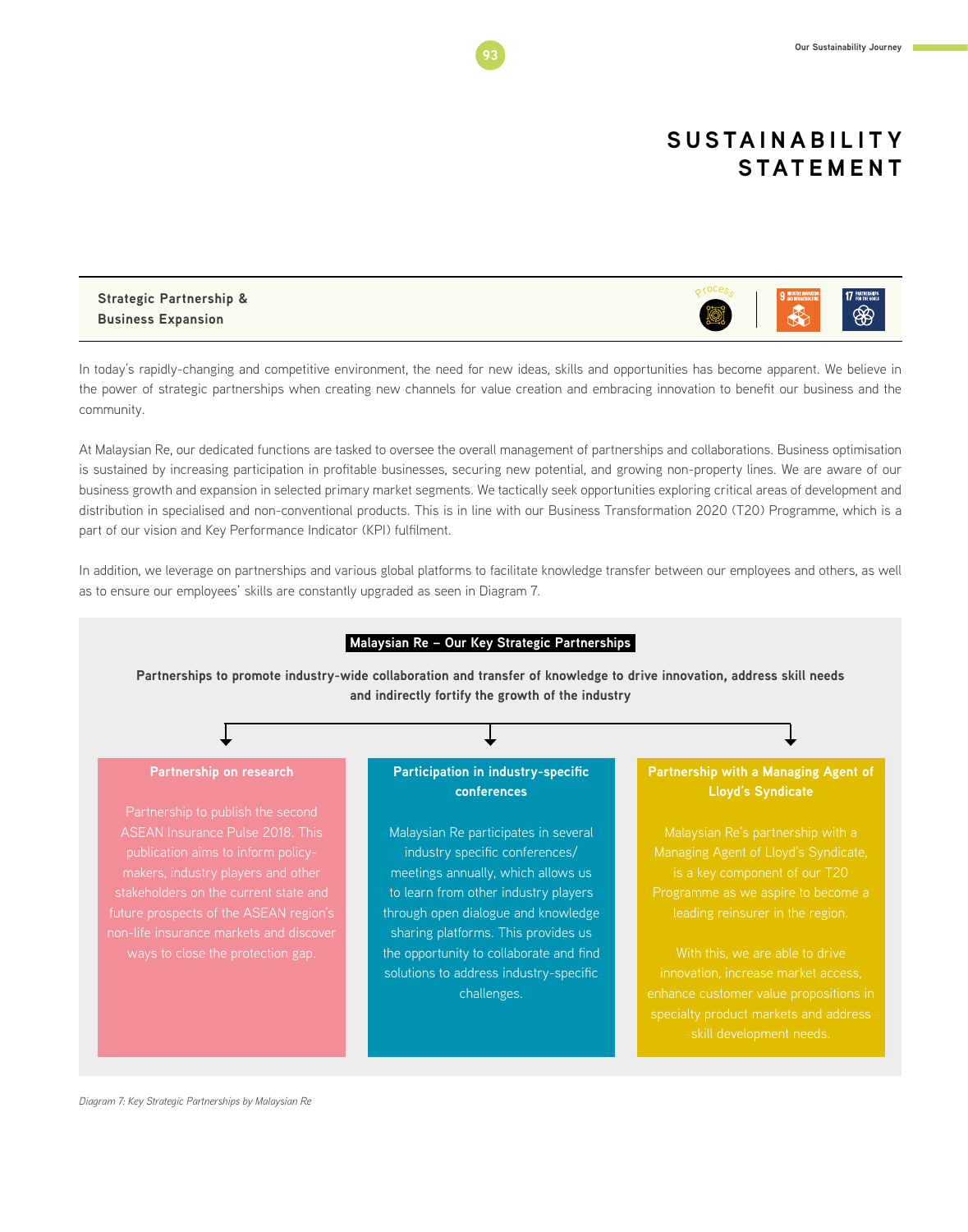# SUSTAINABILITY STATEMENT

## Strategic Partnership & Business Expansion

In today's rapidly-changing and competitive environment, the need for new ideas, skills and opportunities has become apparent. We believe in the power of strategic partnerships when creating new channels for value creation and embracing innovation to benefit our business and the community.

At Malaysian Re, our dedicated functions are tasked to oversee the overall management of partnerships and collaborations. Business optimisation is sustained by increasing participation in profitable businesses, securing new potential, and growing non-property lines. We are aware of our business growth and expansion in selected primary market segments. We tactically seek opportunities exploring critical areas of development and distribution in specialised and non-conventional products. This is in line with our Business Transformation 2020 (T20) Programme, which is a part of our vision and Key Performance Indicator (KPI) fulfilment.

In addition, we leverage on partnerships and various global platforms to facilitate knowledge transfer between our employees and others, as well as to ensure our employees' skills are constantly upgraded as seen in Diagram 7.

**Malaysian Re – Our Key Strategic Partnerships**

**Partnerships to promote industry-wide collaboration and transfer of knowledge to drive innovation, address skill needs and indirectly fortify the growth of the industry**

**Partnership on research**

Partnership to publish the second ASEAN Insurance Pulse 2018. This publication aims to inform policy-makers, industry players and other stakeholders on the current state and future prospects of the ASEAN region's non-life insurance markets and discover ways to close the protection gap.

**Participation in industry-specific conferences**

Malaysian Re participates in several industry specific conferences/ meetings annually, which allows us to learn from other industry players through open dialogue and knowledge sharing platforms. This provides us the opportunity to collaborate and find solutions to address industry-specific challenges.

**Partnership with a Managing Agent of Lloyd's Syndicate**

Malaysian Re's partnership with a Managing Agent of Lloyd's Syndicate, is a key component of our T20 Programme as we aspire to become a leading reinsurer in the region.

With this, we are able to drive innovation, increase market access, enhance customer value propositions in specialty product markets and address skill development needs.

*Diagram 7: Key Strategic Partnerships by Malaysian Re*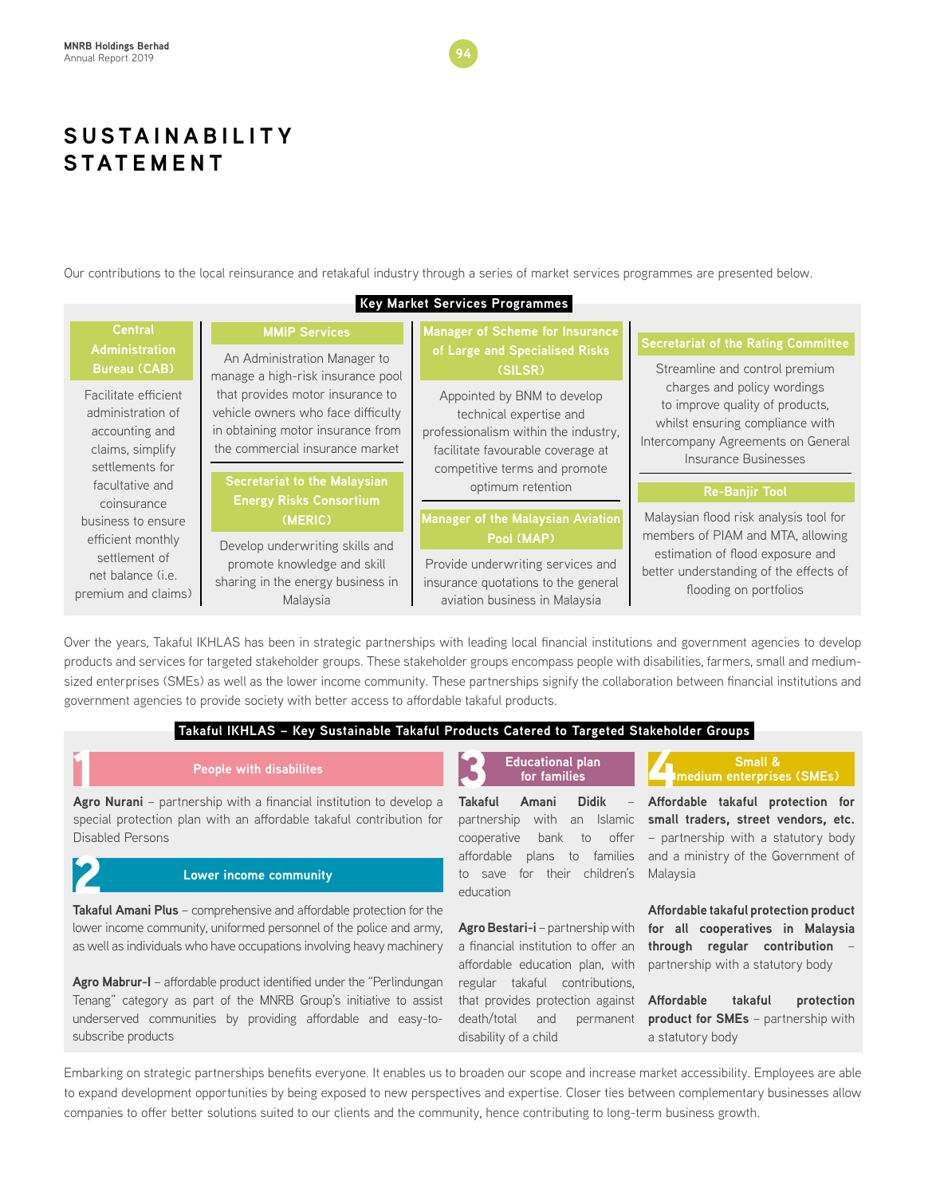# SUSTAINABILITY STATEMENT

Our contributions to the local reinsurance and retakaful industry through a series of market services programmes are presented below.

**Key Market Services Programmes**

**Central Administration Bureau (CAB)**

Facilitate efficient administration of accounting and claims, simplify settlements for facultative and coinsurance business to ensure efficient monthly settlement of net balance (i.e. premium and claims)

**MMIP Services**

An Administration Manager to manage a high-risk insurance pool that provides motor insurance to vehicle owners who face difficulty in obtaining motor insurance from the commercial insurance market

**Secretariat to the Malaysian Energy Risks Consortium (MERIC)**

Develop underwriting skills and promote knowledge and skill sharing in the energy business in Malaysia

**Manager of Scheme for Insurance of Large and Specialised Risks (SILSR)**

Appointed by BNM to develop technical expertise and professionalism within the industry, facilitate favourable coverage at competitive terms and promote optimum retention

**Manager of the Malaysian Aviation Pool (MAP)**

Provide underwriting services and insurance quotations to the general aviation business in Malaysia

**Secretariat of the Rating Committee**

Streamline and control premium charges and policy wordings to improve quality of products, whilst ensuring compliance with Intercompany Agreements on General Insurance Businesses

**Re-Banjir Tool**

Malaysian flood risk analysis tool for members of PIAM and MTA, allowing estimation of flood exposure and better understanding of the effects of flooding on portfolios

Over the years, Takaful IKHLAS has been in strategic partnerships with leading local financial institutions and government agencies to develop products and services for targeted stakeholder groups. These stakeholder groups encompass people with disabilities, farmers, small and medium-sized enterprises (SMEs) as well as the lower income community. These partnerships signify the collaboration between financial institutions and government agencies to provide society with better access to affordable takaful products.

**Takaful IKHLAS – Key Sustainable Takaful Products Catered to Targeted Stakeholder Groups**

**1 People with disabilites**

**Agro Nurani** – partnership with a financial institution to develop a special protection plan with an affordable takaful contribution for Disabled Persons

**2 Lower income community**

**Takaful Amani Plus** – comprehensive and affordable protection for the lower income community, uniformed personnel of the police and army, as well as individuals who have occupations involving heavy machinery

**Agro Mabrur-I** – affordable product identified under the "Perlindungan Tenang" category as part of the MNRB Group's initiative to assist underserved communities by providing affordable and easy-to-subscribe products

**3 Educational plan for families**

**Takaful Amani Didik** – partnership with an Islamic cooperative bank to offer affordable plans to families to save for their children's education

**Agro Bestari-i** – partnership with a financial institution to offer an affordable education plan, with regular takaful contributions, that provides protection against death/total and permanent disability of a child

**4 Small & medium enterprises (SMEs)**

**Affordable takaful protection for small traders, street vendors, etc.** – partnership with a statutory body and a ministry of the Government of Malaysia

**Affordable takaful protection product for all cooperatives in Malaysia through regular contribution** – partnership with a statutory body

**Affordable takaful protection product for SMEs** – partnership with a statutory body

Embarking on strategic partnerships benefits everyone. It enables us to broaden our scope and increase market accessibility. Employees are able to expand development opportunities by being exposed to new perspectives and expertise. Closer ties between complementary businesses allow companies to offer better solutions suited to our clients and the community, hence contributing to long-term business growth.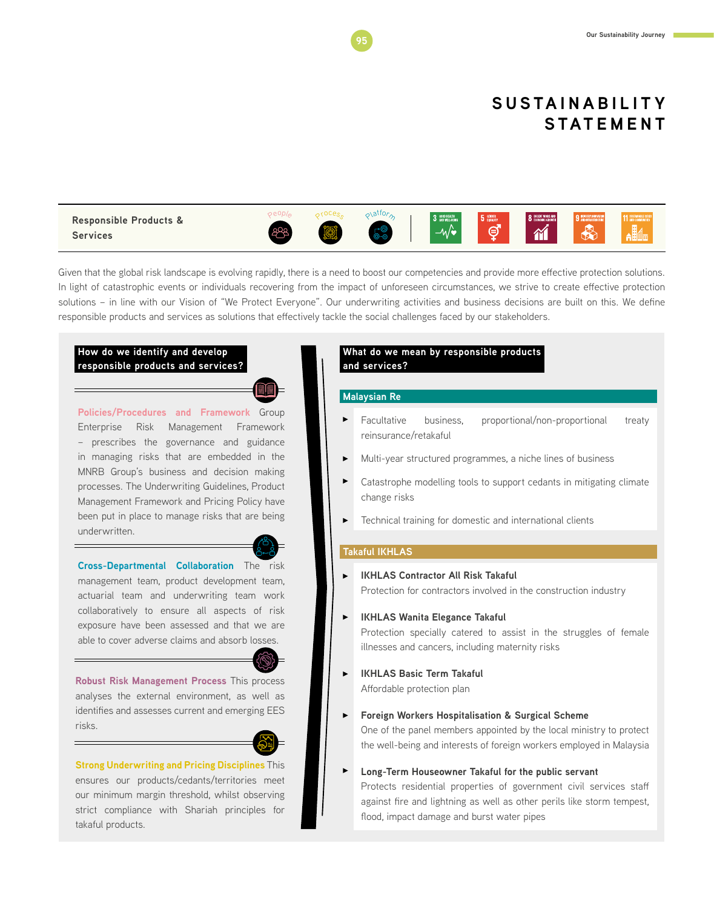# SUSTAINABILITY STATEMENT

## Responsible Products & Services

People Process Platform

Given that the global risk landscape is evolving rapidly, there is a need to boost our competencies and provide more effective protection solutions. In light of catastrophic events or individuals recovering from the impact of unforeseen circumstances, we strive to create effective protection solutions – in line with our Vision of "We Protect Everyone". Our underwriting activities and business decisions are built on this. We define responsible products and services as solutions that effectively tackle the social challenges faced by our stakeholders.

### How do we identify and develop responsible products and services?

**Policies/Procedures and Framework** Group Enterprise Risk Management Framework – prescribes the governance and guidance in managing risks that are embedded in the MNRB Group's business and decision making processes. The Underwriting Guidelines, Product Management Framework and Pricing Policy have been put in place to manage risks that are being underwritten.

**Cross-Departmental Collaboration** The risk management team, product development team, actuarial team and underwriting team work collaboratively to ensure all aspects of risk exposure have been assessed and that we are able to cover adverse claims and absorb losses.

**Robust Risk Management Process** This process analyses the external environment, as well as identifies and assesses current and emerging EES risks.

**Strong Underwriting and Pricing Disciplines** This ensures our products/cedants/territories meet our minimum margin threshold, whilst observing strict compliance with Shariah principles for takaful products.

### What do we mean by responsible products and services?

#### Malaysian Re

- Facultative business, proportional/non-proportional treaty reinsurance/retakaful
- Multi-year structured programmes, a niche lines of business
- Catastrophe modelling tools to support cedants in mitigating climate change risks
- Technical training for domestic and international clients

#### Takaful IKHLAS

- **IKHLAS Contractor All Risk Takaful**
  Protection for contractors involved in the construction industry
- **IKHLAS Wanita Elegance Takaful**
  Protection specially catered to assist in the struggles of female illnesses and cancers, including maternity risks
- **IKHLAS Basic Term Takaful**
  Affordable protection plan
- **Foreign Workers Hospitalisation & Surgical Scheme**
  One of the panel members appointed by the local ministry to protect the well-being and interests of foreign workers employed in Malaysia
- **Long-Term Houseowner Takaful for the public servant**
  Protects residential properties of government civil services staff against fire and lightning as well as other perils like storm tempest, flood, impact damage and burst water pipes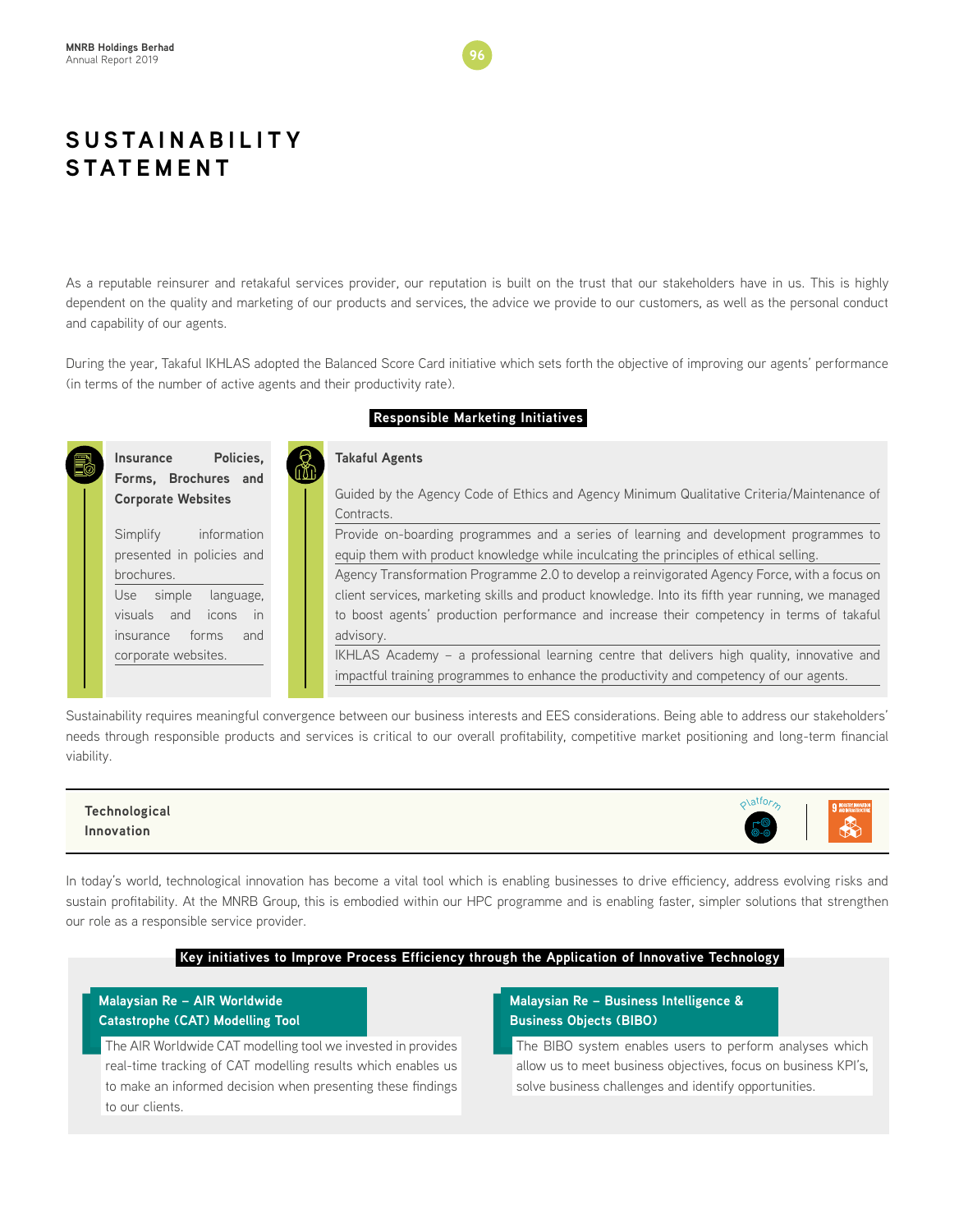# SUSTAINABILITY STATEMENT

As a reputable reinsurer and retakaful services provider, our reputation is built on the trust that our stakeholders have in us. This is highly dependent on the quality and marketing of our products and services, the advice we provide to our customers, as well as the personal conduct and capability of our agents.

During the year, Takaful IKHLAS adopted the Balanced Score Card initiative which sets forth the objective of improving our agents' performance (in terms of the number of active agents and their productivity rate).

**Responsible Marketing Initiatives**

**Insurance Policies, Forms, Brochures and Corporate Websites**

- Simplify information presented in policies and brochures.
- Use simple language, visuals and icons in insurance forms and corporate websites.

**Takaful Agents**

- Guided by the Agency Code of Ethics and Agency Minimum Qualitative Criteria/Maintenance of Contracts.
- Provide on-boarding programmes and a series of learning and development programmes to equip them with product knowledge while inculcating the principles of ethical selling.
- Agency Transformation Programme 2.0 to develop a reinvigorated Agency Force, with a focus on client services, marketing skills and product knowledge. Into its fifth year running, we managed to boost agents' production performance and increase their competency in terms of takaful advisory.
- IKHLAS Academy – a professional learning centre that delivers high quality, innovative and impactful training programmes to enhance the productivity and competency of our agents.

Sustainability requires meaningful convergence between our business interests and EES considerations. Being able to address our stakeholders' needs through responsible products and services is critical to our overall profitability, competitive market positioning and long-term financial viability.

## Technological Innovation

In today's world, technological innovation has become a vital tool which is enabling businesses to drive efficiency, address evolving risks and sustain profitability. At the MNRB Group, this is embodied within our HPC programme and is enabling faster, simpler solutions that strengthen our role as a responsible service provider.

**Key initiatives to Improve Process Efficiency through the Application of Innovative Technology**

**Malaysian Re – AIR Worldwide Catastrophe (CAT) Modelling Tool**

The AIR Worldwide CAT modelling tool we invested in provides real-time tracking of CAT modelling results which enables us to make an informed decision when presenting these findings to our clients.

**Malaysian Re – Business Intelligence & Business Objects (BIBO)**

The BIBO system enables users to perform analyses which allow us to meet business objectives, focus on business KPI's, solve business challenges and identify opportunities.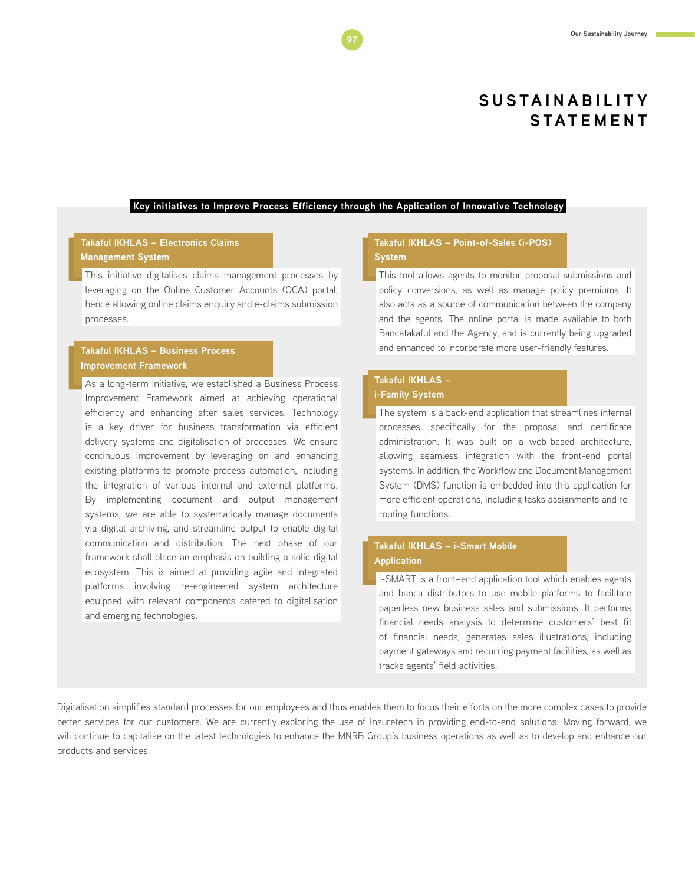# SUSTAINABILITY STATEMENT

**Key initiatives to Improve Process Efficiency through the Application of Innovative Technology**

### Takaful IKHLAS – Electronics Claims Management System

This initiative digitalises claims management processes by leveraging on the Online Customer Accounts (OCA) portal, hence allowing online claims enquiry and e-claims submission processes.

### Takaful IKHLAS – Business Process Improvement Framework

As a long-term initiative, we established a Business Process Improvement Framework aimed at achieving operational efficiency and enhancing after sales services. Technology is a key driver for business transformation via efficient delivery systems and digitalisation of processes. We ensure continuous improvement by leveraging on and enhancing existing platforms to promote process automation, including the integration of various internal and external platforms. By implementing document and output management systems, we are able to systematically manage documents via digital archiving, and streamline output to enable digital communication and distribution. The next phase of our framework shall place an emphasis on building a solid digital ecosystem. This is aimed at providing agile and integrated platforms involving re-engineered system architecture equipped with relevant components catered to digitalisation and emerging technologies.

### Takaful IKHLAS – Point-of-Sales (i-POS) System

This tool allows agents to monitor proposal submissions and policy conversions, as well as manage policy premiums. It also acts as a source of communication between the company and the agents. The online portal is made available to both Bancatakaful and the Agency, and is currently being upgraded and enhanced to incorporate more user-friendly features.

### Takaful IKHLAS – i-Family System

The system is a back-end application that streamlines internal processes, specifically for the proposal and certificate administration. It was built on a web-based architecture, allowing seamless integration with the front-end portal systems. In addition, the Workflow and Document Management System (DMS) function is embedded into this application for more efficient operations, including tasks assignments and re-routing functions.

### Takaful IKHLAS – i-Smart Mobile Application

i-SMART is a front–end application tool which enables agents and banca distributors to use mobile platforms to facilitate paperless new business sales and submissions. It performs financial needs analysis to determine customers' best fit of financial needs, generates sales illustrations, including payment gateways and recurring payment facilities, as well as tracks agents' field activities.

Digitalisation simplifies standard processes for our employees and thus enables them to focus their efforts on the more complex cases to provide better services for our customers. We are currently exploring the use of Insuretech in providing end-to-end solutions. Moving forward, we will continue to capitalise on the latest technologies to enhance the MNRB Group's business operations as well as to develop and enhance our products and services.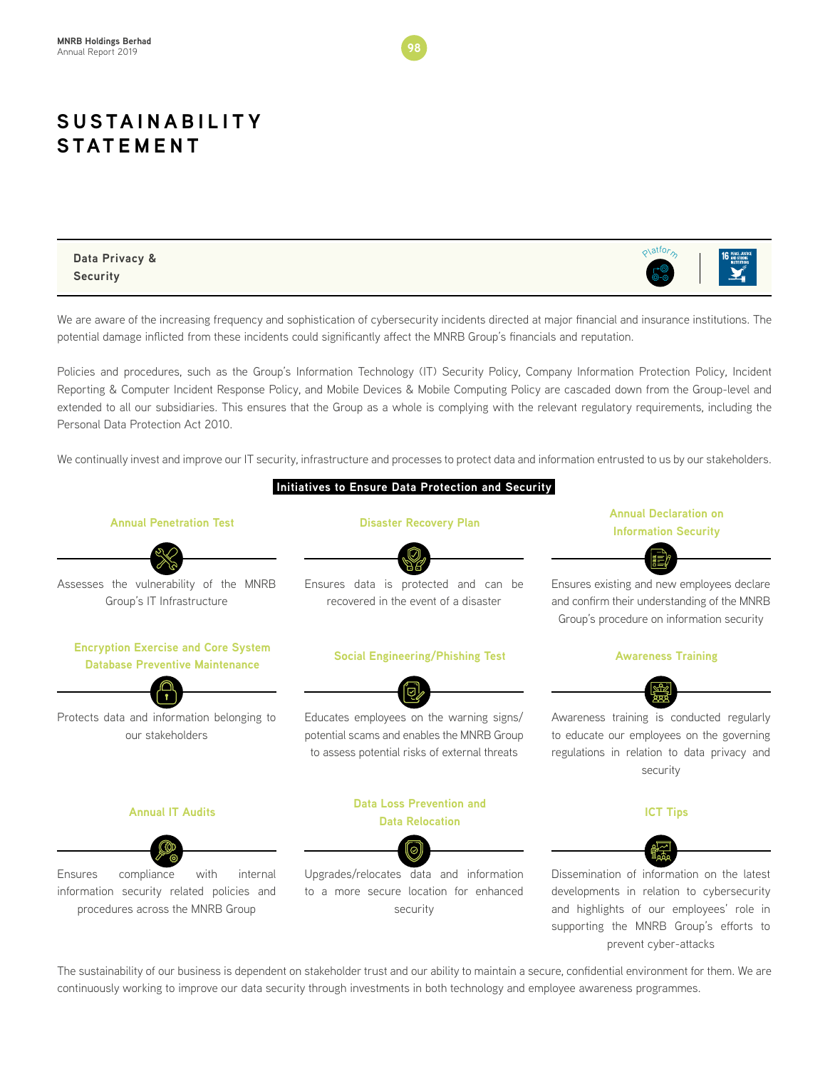# SUSTAINABILITY STATEMENT

## Data Privacy & Security

We are aware of the increasing frequency and sophistication of cybersecurity incidents directed at major financial and insurance institutions. The potential damage inflicted from these incidents could significantly affect the MNRB Group's financials and reputation.

Policies and procedures, such as the Group's Information Technology (IT) Security Policy, Company Information Protection Policy, Incident Reporting & Computer Incident Response Policy, and Mobile Devices & Mobile Computing Policy are cascaded down from the Group-level and extended to all our subsidiaries. This ensures that the Group as a whole is complying with the relevant regulatory requirements, including the Personal Data Protection Act 2010.

We continually invest and improve our IT security, infrastructure and processes to protect data and information entrusted to us by our stakeholders.

### Initiatives to Ensure Data Protection and Security

**Annual Penetration Test**

Assesses the vulnerability of the MNRB Group's IT Infrastructure

**Disaster Recovery Plan**

Ensures data is protected and can be recovered in the event of a disaster

**Annual Declaration on Information Security**

Ensures existing and new employees declare and confirm their understanding of the MNRB Group's procedure on information security

**Encryption Exercise and Core System Database Preventive Maintenance**

Protects data and information belonging to our stakeholders

**Social Engineering/Phishing Test**

Educates employees on the warning signs/ potential scams and enables the MNRB Group to assess potential risks of external threats

**Awareness Training**

Awareness training is conducted regularly to educate our employees on the governing regulations in relation to data privacy and security

**Annual IT Audits**

Ensures compliance with internal information security related policies and procedures across the MNRB Group

**Data Loss Prevention and Data Relocation**

Upgrades/relocates data and information to a more secure location for enhanced security

**ICT Tips**

Dissemination of information on the latest developments in relation to cybersecurity and highlights of our employees' role in supporting the MNRB Group's efforts to prevent cyber-attacks

The sustainability of our business is dependent on stakeholder trust and our ability to maintain a secure, confidential environment for them. We are continuously working to improve our data security through investments in both technology and employee awareness programmes.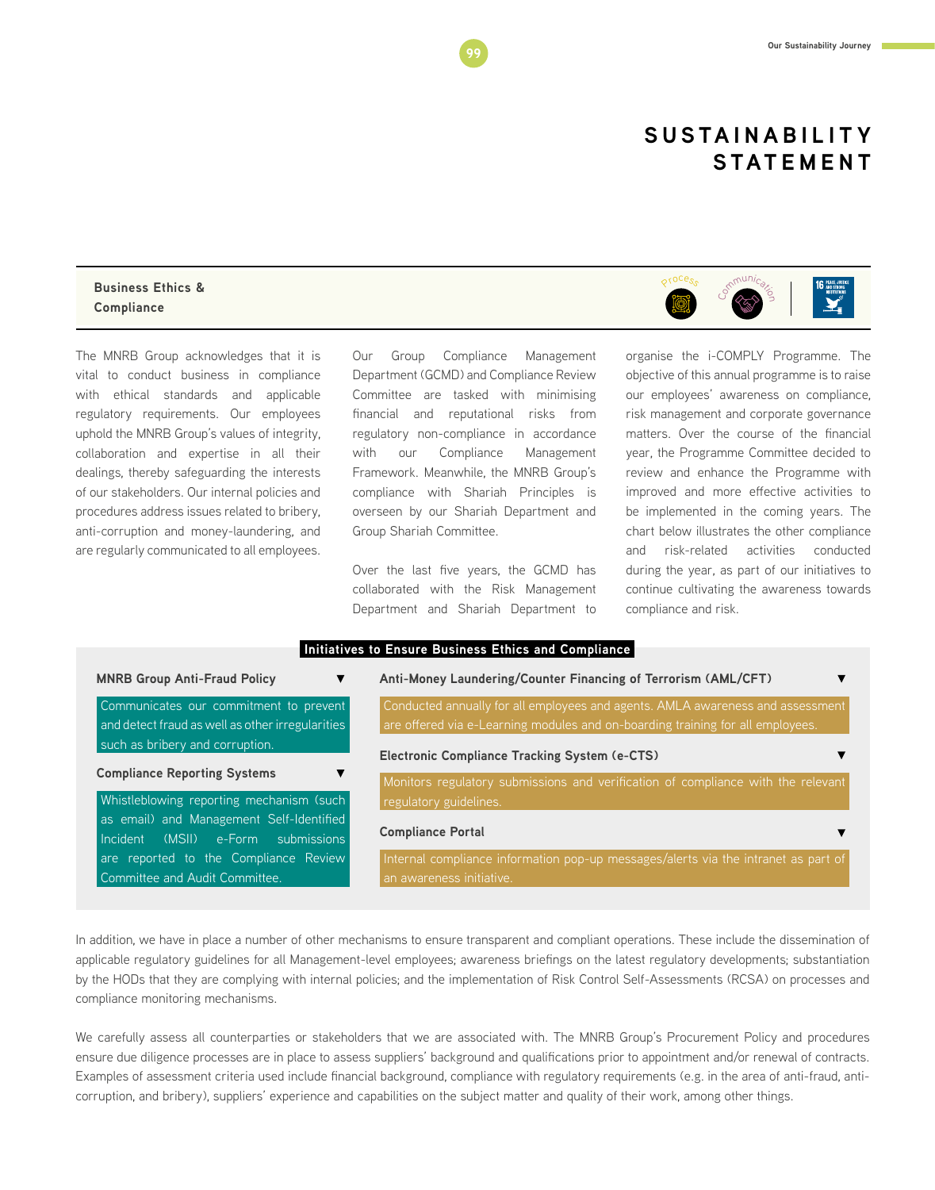# SUSTAINABILITY STATEMENT

## Business Ethics & Compliance

The MNRB Group acknowledges that it is vital to conduct business in compliance with ethical standards and applicable regulatory requirements. Our employees uphold the MNRB Group's values of integrity, collaboration and expertise in all their dealings, thereby safeguarding the interests of our stakeholders. Our internal policies and procedures address issues related to bribery, anti-corruption and money-laundering, and are regularly communicated to all employees.

Our Group Compliance Management Department (GCMD) and Compliance Review Committee are tasked with minimising financial and reputational risks from regulatory non-compliance in accordance with our Compliance Management Framework. Meanwhile, the MNRB Group's compliance with Shariah Principles is overseen by our Shariah Department and Group Shariah Committee.

Over the last five years, the GCMD has collaborated with the Risk Management Department and Shariah Department to organise the i-COMPLY Programme. The objective of this annual programme is to raise our employees' awareness on compliance, risk management and corporate governance matters. Over the course of the financial year, the Programme Committee decided to review and enhance the Programme with improved and more effective activities to be implemented in the coming years. The chart below illustrates the other compliance and risk-related activities conducted during the year, as part of our initiatives to continue cultivating the awareness towards compliance and risk.

### Initiatives to Ensure Business Ethics and Compliance

**MNRB Group Anti-Fraud Policy**

Communicates our commitment to prevent and detect fraud as well as other irregularities such as bribery and corruption.

**Compliance Reporting Systems**

Whistleblowing reporting mechanism (such as email) and Management Self-Identified Incident (MSII) e-Form submissions are reported to the Compliance Review Committee and Audit Committee.

**Anti-Money Laundering/Counter Financing of Terrorism (AML/CFT)**

Conducted annually for all employees and agents. AMLA awareness and assessment are offered via e-Learning modules and on-boarding training for all employees.

**Electronic Compliance Tracking System (e-CTS)**

Monitors regulatory submissions and verification of compliance with the relevant regulatory guidelines.

**Compliance Portal**

Internal compliance information pop-up messages/alerts via the intranet as part of an awareness initiative.

In addition, we have in place a number of other mechanisms to ensure transparent and compliant operations. These include the dissemination of applicable regulatory guidelines for all Management-level employees; awareness briefings on the latest regulatory developments; substantiation by the HODs that they are complying with internal policies; and the implementation of Risk Control Self-Assessments (RCSA) on processes and compliance monitoring mechanisms.

We carefully assess all counterparties or stakeholders that we are associated with. The MNRB Group's Procurement Policy and procedures ensure due diligence processes are in place to assess suppliers' background and qualifications prior to appointment and/or renewal of contracts. Examples of assessment criteria used include financial background, compliance with regulatory requirements (e.g. in the area of anti-fraud, anti-corruption, and bribery), suppliers' experience and capabilities on the subject matter and quality of their work, among other things.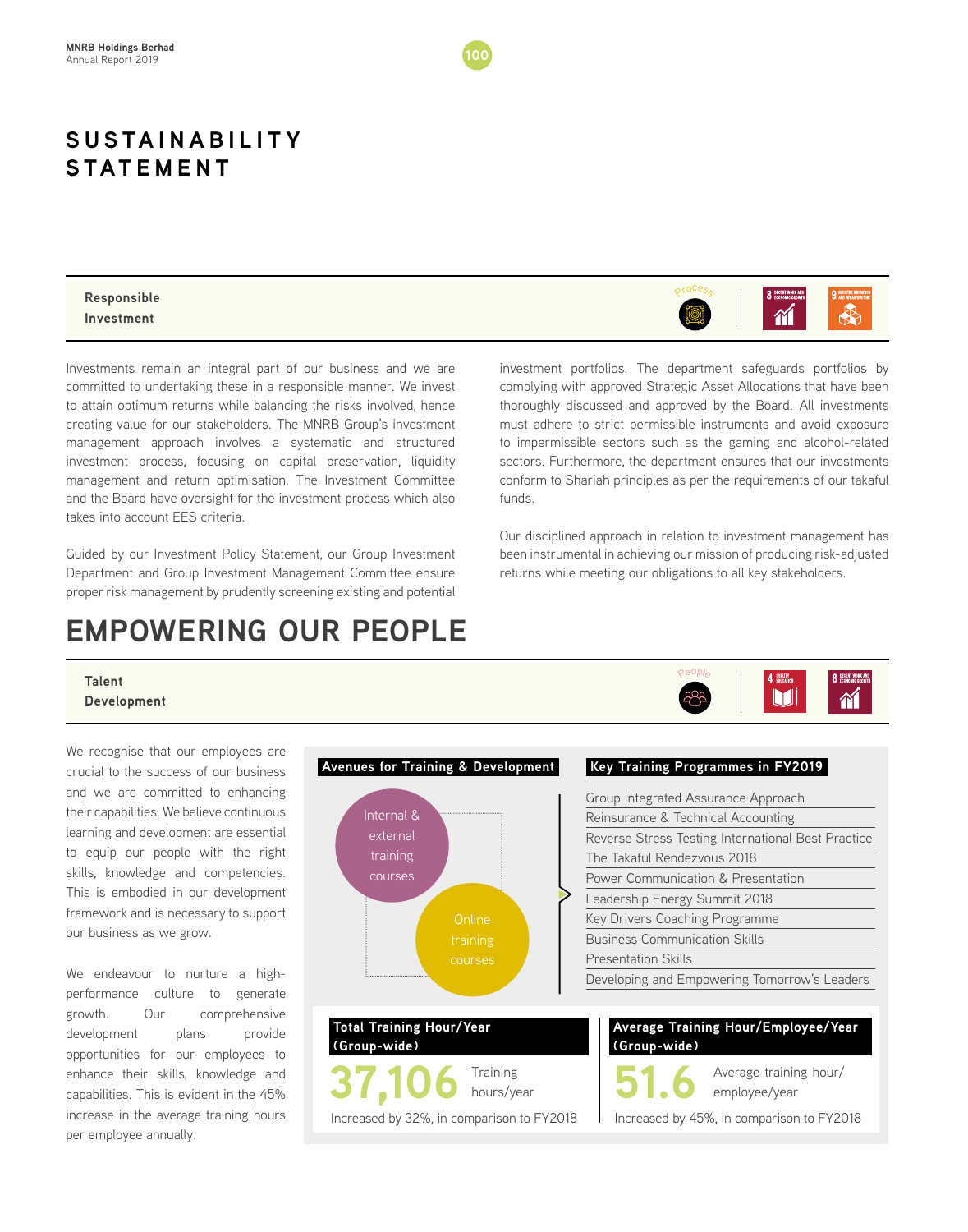# SUSTAINABILITY STATEMENT

### Responsible Investment

Investments remain an integral part of our business and we are committed to undertaking these in a responsible manner. We invest to attain optimum returns while balancing the risks involved, hence creating value for our stakeholders. The MNRB Group's investment management approach involves a systematic and structured investment process, focusing on capital preservation, liquidity management and return optimisation. The Investment Committee and the Board have oversight for the investment process which also takes into account EES criteria.

Guided by our Investment Policy Statement, our Group Investment Department and Group Investment Management Committee ensure proper risk management by prudently screening existing and potential investment portfolios. The department safeguards portfolios by complying with approved Strategic Asset Allocations that have been thoroughly discussed and approved by the Board. All investments must adhere to strict permissible instruments and avoid exposure to impermissible sectors such as the gaming and alcohol-related sectors. Furthermore, the department ensures that our investments conform to Shariah principles as per the requirements of our takaful funds.

Our disciplined approach in relation to investment management has been instrumental in achieving our mission of producing risk-adjusted returns while meeting our obligations to all key stakeholders.

# EMPOWERING OUR PEOPLE

### Talent Development

We recognise that our employees are crucial to the success of our business and we are committed to enhancing their capabilities. We believe continuous learning and development are essential to equip our people with the right skills, knowledge and competencies. This is embodied in our development framework and is necessary to support our business as we grow.

We endeavour to nurture a high-performance culture to generate growth. Our comprehensive development plans provide opportunities for our employees to enhance their skills, knowledge and capabilities. This is evident in the 45% increase in the average training hours per employee annually.

**Avenues for Training & Development**

- Internal & external training courses
- Online training courses

**Key Training Programmes in FY2019**

- Group Integrated Assurance Approach
- Reinsurance & Technical Accounting
- Reverse Stress Testing International Best Practice
- The Takaful Rendezvous 2018
- Power Communication & Presentation
- Leadership Energy Summit 2018
- Key Drivers Coaching Programme
- Business Communication Skills
- Presentation Skills
- Developing and Empowering Tomorrow's Leaders

**Total Training Hour/Year (Group-wide)**

**37,106** Training hours/year

Increased by 32%, in comparison to FY2018

**Average Training Hour/Employee/Year (Group-wide)**

**51.6** Average training hour/employee/year

Increased by 45%, in comparison to FY2018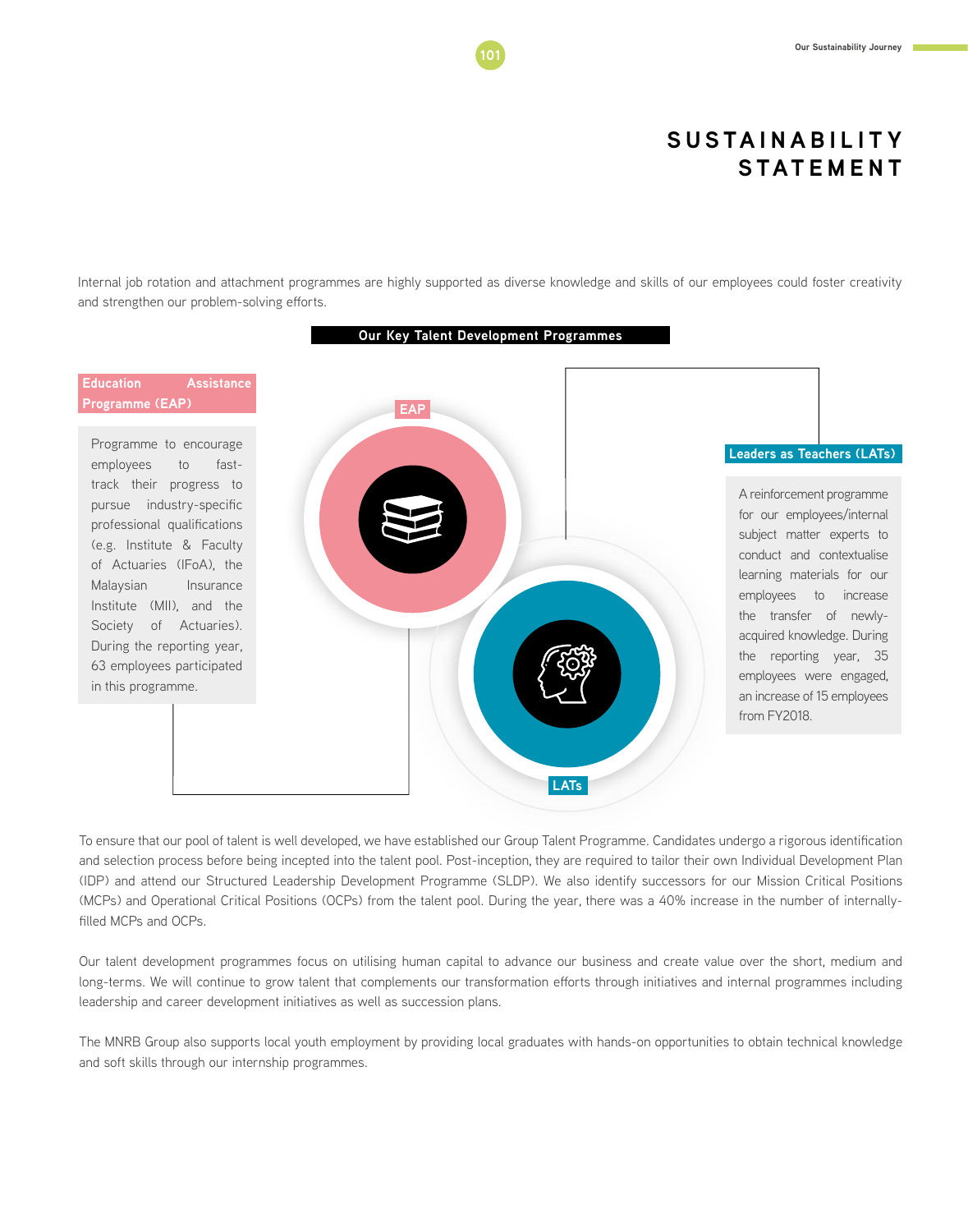# SUSTAINABILITY STATEMENT

Internal job rotation and attachment programmes are highly supported as diverse knowledge and skills of our employees could foster creativity and strengthen our problem-solving efforts.

## Our Key Talent Development Programmes

### Education Assistance Programme (EAP)

Programme to encourage employees to fast-track their progress to pursue industry-specific professional qualifications (e.g. Institute & Faculty of Actuaries (IFoA), the Malaysian Insurance Institute (MII), and the Society of Actuaries). During the reporting year, 63 employees participated in this programme.

### Leaders as Teachers (LATs)

A reinforcement programme for our employees/internal subject matter experts to conduct and contextualise learning materials for our employees to increase the transfer of newly-acquired knowledge. During the reporting year, 35 employees were engaged, an increase of 15 employees from FY2018.

To ensure that our pool of talent is well developed, we have established our Group Talent Programme. Candidates undergo a rigorous identification and selection process before being incepted into the talent pool. Post-inception, they are required to tailor their own Individual Development Plan (IDP) and attend our Structured Leadership Development Programme (SLDP). We also identify successors for our Mission Critical Positions (MCPs) and Operational Critical Positions (OCPs) from the talent pool. During the year, there was a 40% increase in the number of internally-filled MCPs and OCPs.

Our talent development programmes focus on utilising human capital to advance our business and create value over the short, medium and long-terms. We will continue to grow talent that complements our transformation efforts through initiatives and internal programmes including leadership and career development initiatives as well as succession plans.

The MNRB Group also supports local youth employment by providing local graduates with hands-on opportunities to obtain technical knowledge and soft skills through our internship programmes.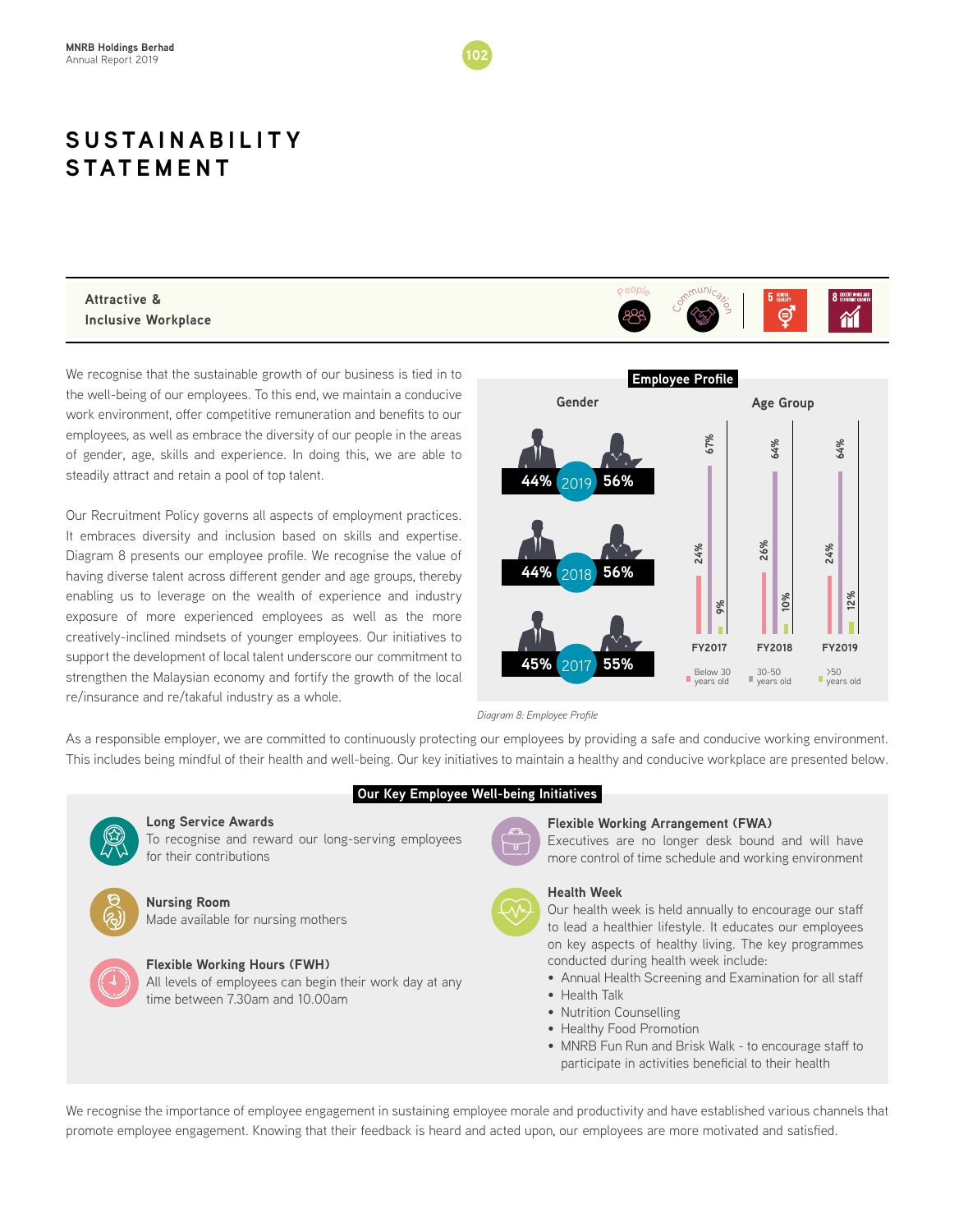# SUSTAINABILITY STATEMENT

## Attractive & Inclusive Workplace

We recognise that the sustainable growth of our business is tied in to the well-being of our employees. To this end, we maintain a conducive work environment, offer competitive remuneration and benefits to our employees, as well as embrace the diversity of our people in the areas of gender, age, skills and experience. In doing this, we are able to steadily attract and retain a pool of top talent.

Our Recruitment Policy governs all aspects of employment practices. It embraces diversity and inclusion based on skills and expertise. Diagram 8 presents our employee profile. We recognise the value of having diverse talent across different gender and age groups, thereby enabling us to leverage on the wealth of experience and industry exposure of more experienced employees as well as the more creatively-inclined mindsets of younger employees. Our initiatives to support the development of local talent underscore our commitment to strengthen the Malaysian economy and fortify the growth of the local re/insurance and re/takaful industry as a whole.

**Employee Profile**

Gender

| Year | Male | Female |
|---|---|---|
| 2019 | 44% | 56% |
| 2018 | 44% | 56% |
| 2017 | 45% | 55% |

Age Group

| | FY2017 | FY2018 | FY2019 |
|---|---|---|---|
| Below 30 years old | 24% | 26% | 24% |
| 30-50 years old | 67% | 64% | 64% |
| >50 years old | 9% | 10% | 12% |

*Diagram 8: Employee Profile*

As a responsible employer, we are committed to continuously protecting our employees by providing a safe and conducive working environment. This includes being mindful of their health and well-being. Our key initiatives to maintain a healthy and conducive workplace are presented below.

**Our Key Employee Well-being Initiatives**

**Long Service Awards**
To recognise and reward our long-serving employees for their contributions

**Nursing Room**
Made available for nursing mothers

**Flexible Working Hours (FWH)**
All levels of employees can begin their work day at any time between 7.30am and 10.00am

**Flexible Working Arrangement (FWA)**
Executives are no longer desk bound and will have more control of time schedule and working environment

**Health Week**
Our health week is held annually to encourage our staff to lead a healthier lifestyle. It educates our employees on key aspects of healthy living. The key programmes conducted during health week include:

- Annual Health Screening and Examination for all staff
- Health Talk
- Nutrition Counselling
- Healthy Food Promotion
- MNRB Fun Run and Brisk Walk - to encourage staff to participate in activities beneficial to their health

We recognise the importance of employee engagement in sustaining employee morale and productivity and have established various channels that promote employee engagement. Knowing that their feedback is heard and acted upon, our employees are more motivated and satisfied.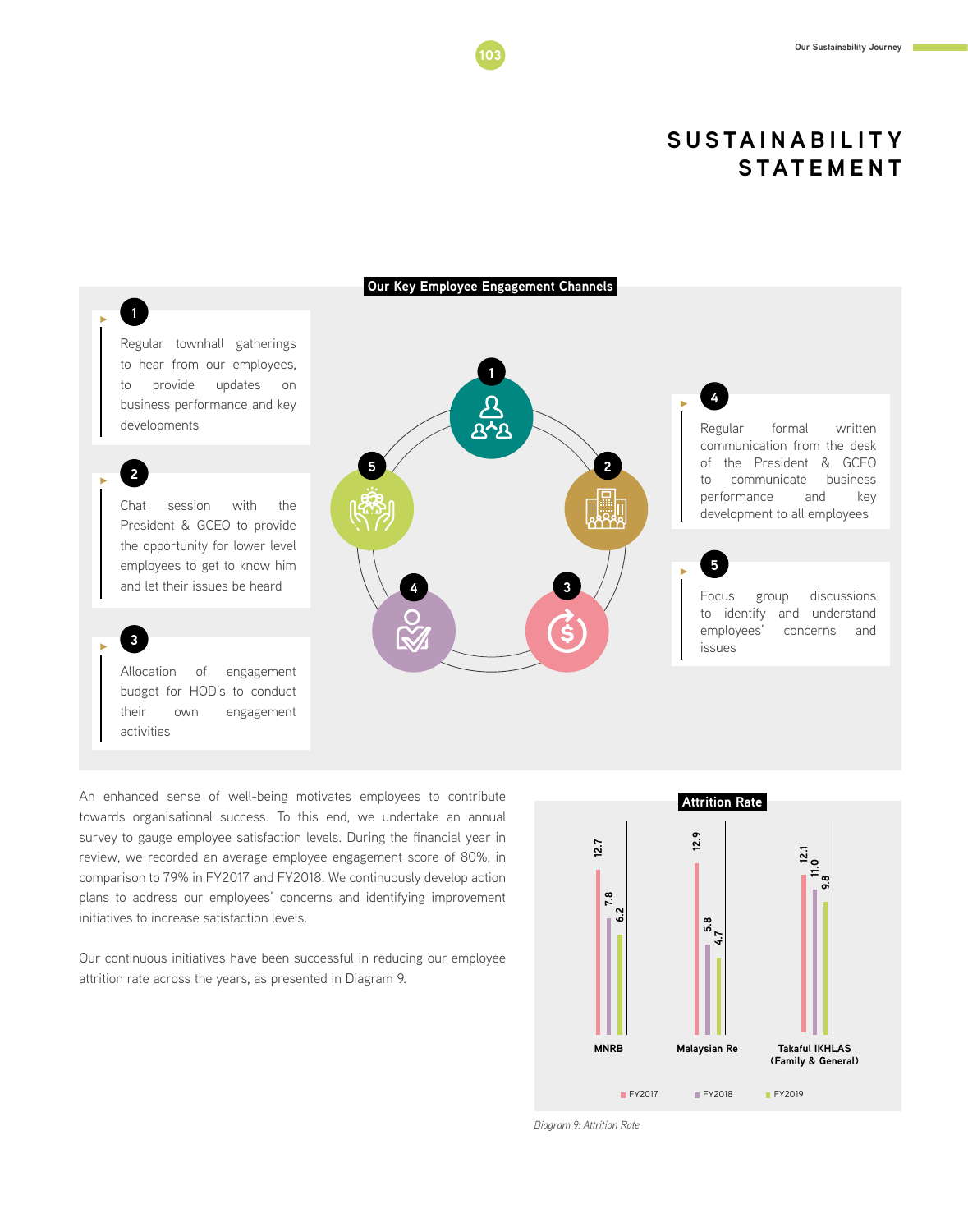# SUSTAINABILITY STATEMENT

## Our Key Employee Engagement Channels

1. Regular townhall gatherings to hear from our employees, to provide updates on business performance and key developments
2. Chat session with the President & GCEO to provide the opportunity for lower level employees to get to know him and let their issues be heard
3. Allocation of engagement budget for HOD's to conduct their own engagement activities
4. Regular formal written communication from the desk of the President & GCEO to communicate business performance and key development to all employees
5. Focus group discussions to identify and understand employees' concerns and issues

An enhanced sense of well-being motivates employees to contribute towards organisational success. To this end, we undertake an annual survey to gauge employee satisfaction levels. During the financial year in review, we recorded an average employee engagement score of 80%, in comparison to 79% in FY2017 and FY2018. We continuously develop action plans to address our employees' concerns and identifying improvement initiatives to increase satisfaction levels.

Our continuous initiatives have been successful in reducing our employee attrition rate across the years, as presented in Diagram 9.

## Attrition Rate

| | FY2017 | FY2018 | FY2019 |
|---|---|---|---|
| MNRB | 12.7 | 7.8 | 6.2 |
| Malaysian Re | 12.9 | 5.8 | 4.7 |
| Takaful IKHLAS (Family & General) | 12.1 | 11.0 | 9.8 |

*Diagram 9: Attrition Rate*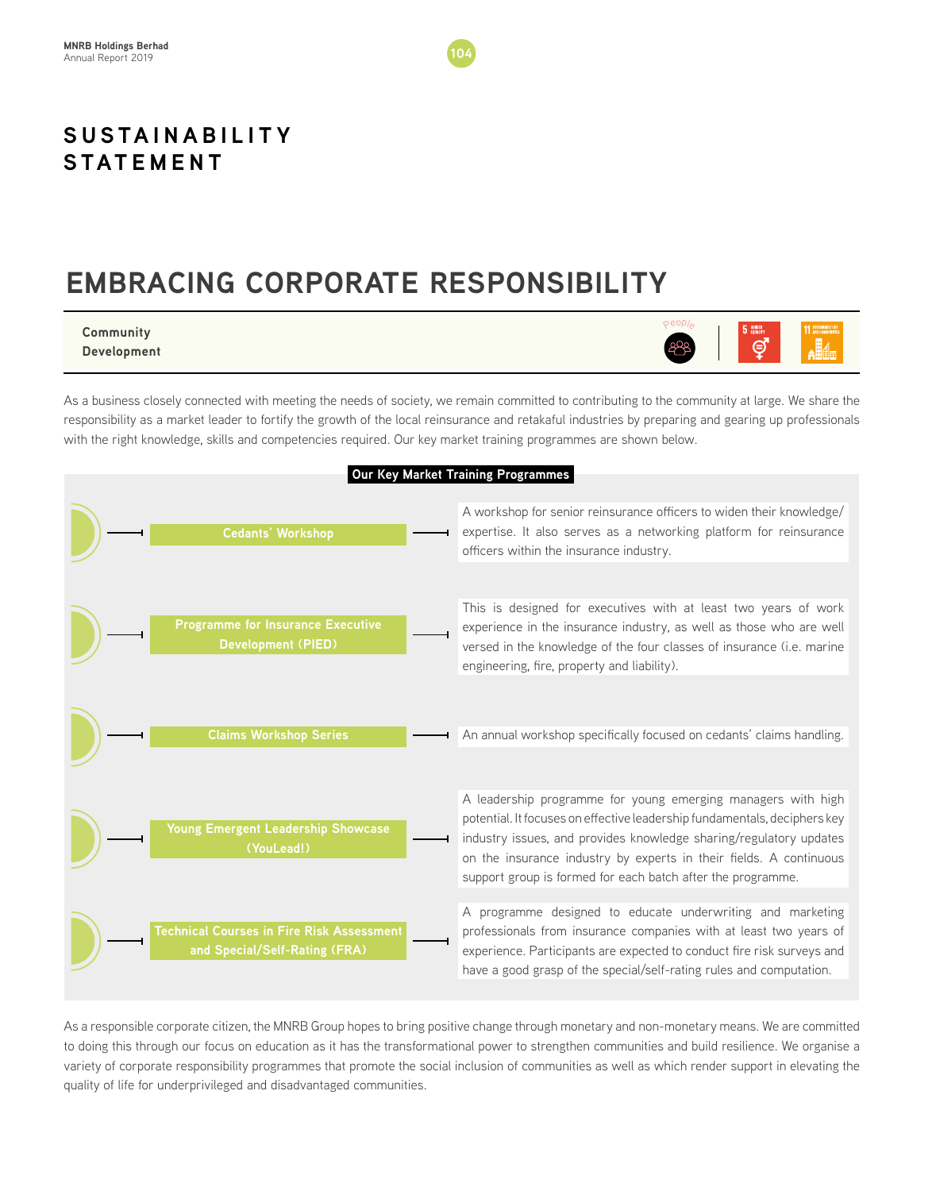# SUSTAINABILITY STATEMENT

## EMBRACING CORPORATE RESPONSIBILITY

**Community Development**

As a business closely connected with meeting the needs of society, we remain committed to contributing to the community at large. We share the responsibility as a market leader to fortify the growth of the local reinsurance and retakaful industries by preparing and gearing up professionals with the right knowledge, skills and competencies required. Our key market training programmes are shown below.

**Our Key Market Training Programmes**

| Programme | Description |
|---|---|
| Cedants' Workshop | A workshop for senior reinsurance officers to widen their knowledge/ expertise. It also serves as a networking platform for reinsurance officers within the insurance industry. |
| Programme for Insurance Executive Development (PIED) | This is designed for executives with at least two years of work experience in the insurance industry, as well as those who are well versed in the knowledge of the four classes of insurance (i.e. marine engineering, fire, property and liability). |
| Claims Workshop Series | An annual workshop specifically focused on cedants' claims handling. |
| Young Emergent Leadership Showcase (YouLead!) | A leadership programme for young emerging managers with high potential. It focuses on effective leadership fundamentals, deciphers key industry issues, and provides knowledge sharing/regulatory updates on the insurance industry by experts in their fields. A continuous support group is formed for each batch after the programme. |
| Technical Courses in Fire Risk Assessment and Special/Self-Rating (FRA) | A programme designed to educate underwriting and marketing professionals from insurance companies with at least two years of experience. Participants are expected to conduct fire risk surveys and have a good grasp of the special/self-rating rules and computation. |

As a responsible corporate citizen, the MNRB Group hopes to bring positive change through monetary and non-monetary means. We are committed to doing this through our focus on education as it has the transformational power to strengthen communities and build resilience. We organise a variety of corporate responsibility programmes that promote the social inclusion of communities as well as which render support in elevating the quality of life for underprivileged and disadvantaged communities.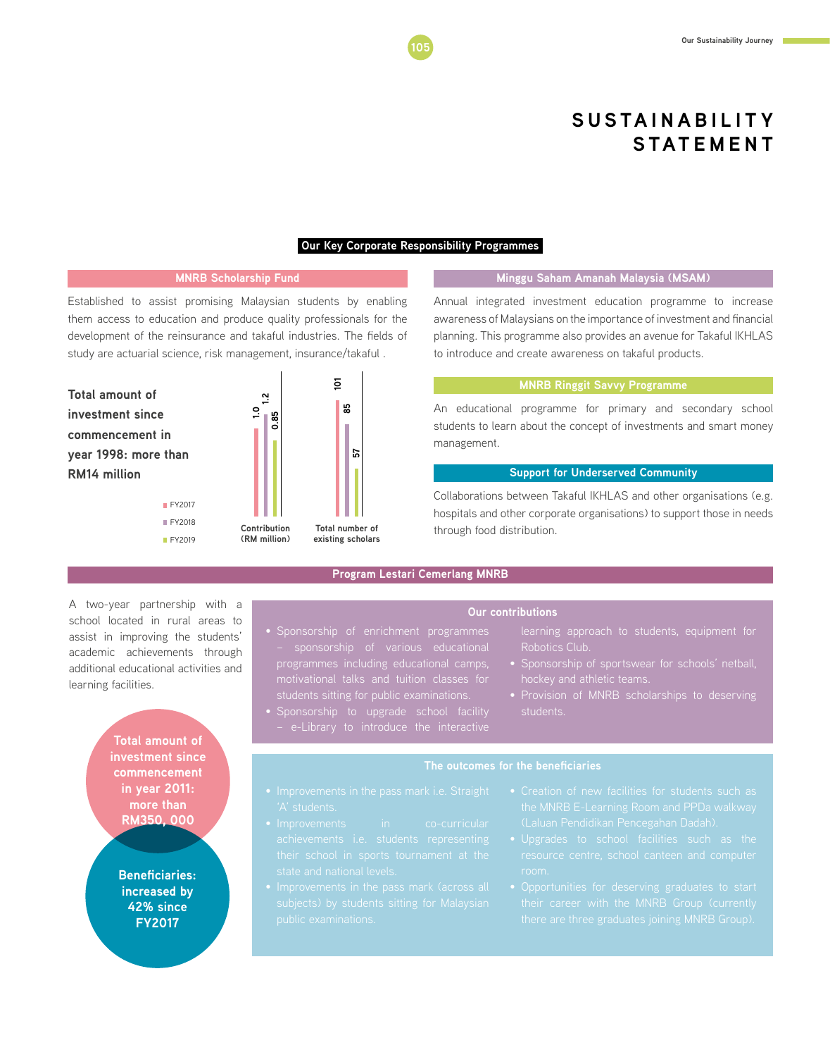# SUSTAINABILITY STATEMENT

## Our Key Corporate Responsibility Programmes

### MNRB Scholarship Fund

Established to assist promising Malaysian students by enabling them access to education and produce quality professionals for the development of the reinsurance and takaful industries. The fields of study are actuarial science, risk management, insurance/takaful .

**Total amount of investment since commencement in year 1998: more than RM14 million**

| | FY2017 | FY2018 | FY2019 |
|---|---|---|---|
| Contribution (RM million) | 1.0 | 1.2 | 0.85 |
| Total number of existing scholars | 101 | 85 | 57 |

### Minggu Saham Amanah Malaysia (MSAM)

Annual integrated investment education programme to increase awareness of Malaysians on the importance of investment and financial planning. This programme also provides an avenue for Takaful IKHLAS to introduce and create awareness on takaful products.

### MNRB Ringgit Savvy Programme

An educational programme for primary and secondary school students to learn about the concept of investments and smart money management.

### Support for Underserved Community

Collaborations between Takaful IKHLAS and other organisations (e.g. hospitals and other corporate organisations) to support those in needs through food distribution.

### Program Lestari Cemerlang MNRB

A two-year partnership with a school located in rural areas to assist in improving the students' academic achievements through additional educational activities and learning facilities.

**Total amount of investment since commencement in year 2011: more than RM350, 000**

**Beneficiaries: increased by 42% since FY2017**

#### Our contributions

- Sponsorship of enrichment programmes – sponsorship of various educational programmes including educational camps, motivational talks and tuition classes for students sitting for public examinations.
- Sponsorship to upgrade school facility – e-Library to introduce the interactive learning approach to students, equipment for Robotics Club.
- Sponsorship of sportswear for schools' netball, hockey and athletic teams.
- Provision of MNRB scholarships to deserving students.

#### The outcomes for the beneficiaries

- Improvements in the pass mark i.e. Straight 'A' students.
- Improvements in co-curricular achievements i.e. students representing their school in sports tournament at the state and national levels.
- Improvements in the pass mark (across all subjects) by students sitting for Malaysian public examinations.
- Creation of new facilities for students such as the MNRB E-Learning Room and PPDa walkway (Laluan Pendidikan Pencegahan Dadah).
- Upgrades to school facilities such as the resource centre, school canteen and computer room.
- Opportunities for deserving graduates to start their career with the MNRB Group (currently there are three graduates joining MNRB Group).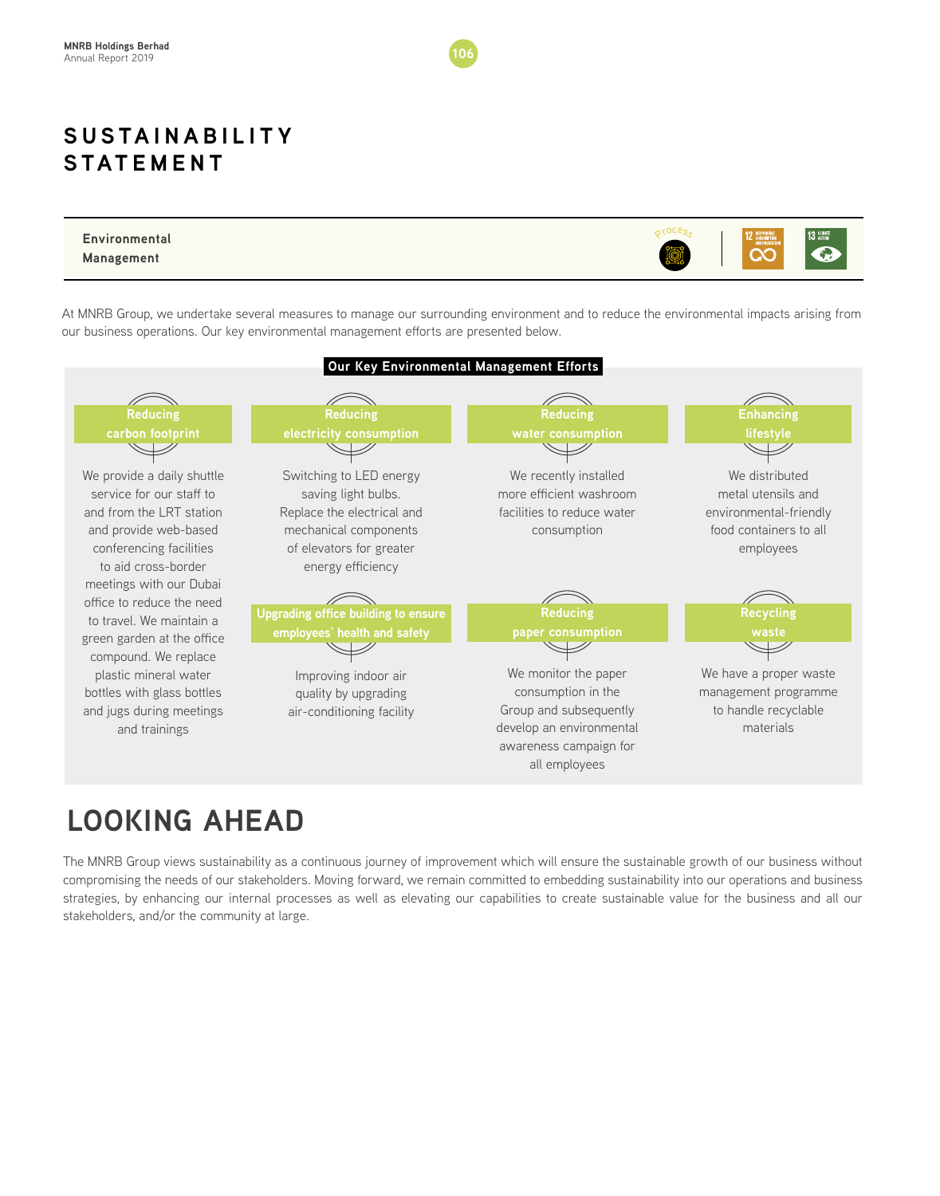# SUSTAINABILITY STATEMENT

**Environmental Management**

At MNRB Group, we undertake several measures to manage our surrounding environment and to reduce the environmental impacts arising from our business operations. Our key environmental management efforts are presented below.

**Our Key Environmental Management Efforts**

**Reducing carbon footprint**

We provide a daily shuttle service for our staff to and from the LRT station and provide web-based conferencing facilities to aid cross-border meetings with our Dubai office to reduce the need to travel. We maintain a green garden at the office compound. We replace plastic mineral water bottles with glass bottles and jugs during meetings and trainings

**Reducing electricity consumption**

Switching to LED energy saving light bulbs. Replace the electrical and mechanical components of elevators for greater energy efficiency

**Upgrading office building to ensure employees' health and safety**

Improving indoor air quality by upgrading air-conditioning facility

**Reducing water consumption**

We recently installed more efficient washroom facilities to reduce water consumption

**Reducing paper consumption**

We monitor the paper consumption in the Group and subsequently develop an environmental awareness campaign for all employees

**Enhancing lifestyle**

We distributed metal utensils and environmental-friendly food containers to all employees

**Recycling waste**

We have a proper waste management programme to handle recyclable materials

# LOOKING AHEAD

The MNRB Group views sustainability as a continuous journey of improvement which will ensure the sustainable growth of our business without compromising the needs of our stakeholders. Moving forward, we remain committed to embedding sustainability into our operations and business strategies, by enhancing our internal processes as well as elevating our capabilities to create sustainable value for the business and all our stakeholders, and/or the community at large.